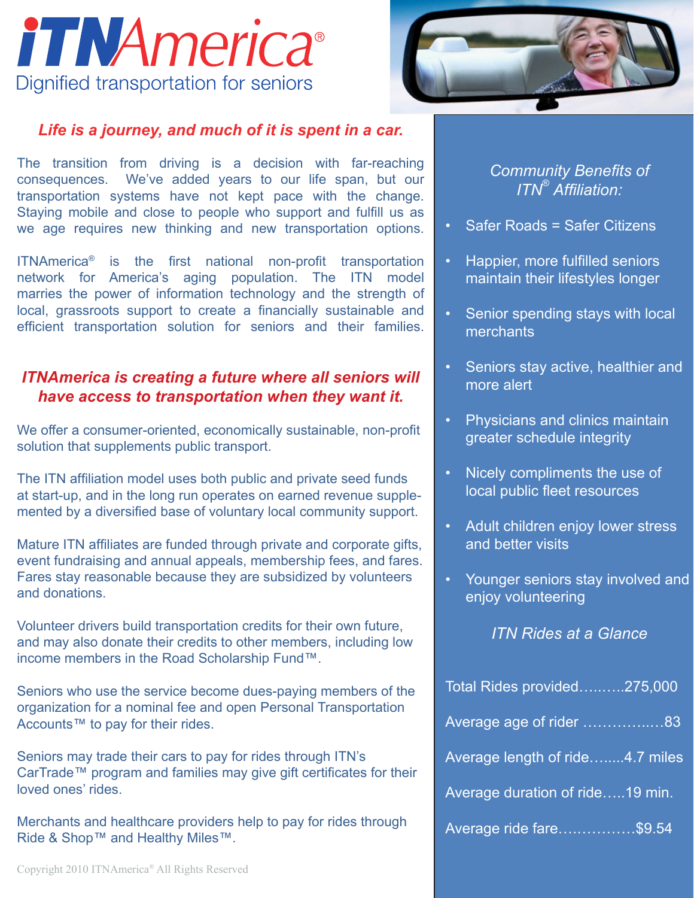# iTNAmerica®

Dignified transportation for seniors

***Life is a journey, and much of it is spent in a car.***

The transition from driving is a decision with far-reaching consequences. We've added years to our life span, but our transportation systems have not kept pace with the change. Staying mobile and close to people who support and fulfill us as we age requires new thinking and new transportation options.

ITNAmerica® is the first national non-profit transportation network for America's aging population. The ITN model marries the power of information technology and the strength of local, grassroots support to create a financially sustainable and efficient transportation solution for seniors and their families.

***ITNAmerica is creating a future where all seniors will have access to transportation when they want it.***

We offer a consumer-oriented, economically sustainable, non-profit solution that supplements public transport.

The ITN affiliation model uses both public and private seed funds at start-up, and in the long run operates on earned revenue supplemented by a diversified base of voluntary local community support.

Mature ITN affiliates are funded through private and corporate gifts, event fundraising and annual appeals, membership fees, and fares. Fares stay reasonable because they are subsidized by volunteers and donations.

Volunteer drivers build transportation credits for their own future, and may also donate their credits to other members, including low income members in the Road Scholarship Fund™.

Seniors who use the service become dues-paying members of the organization for a nominal fee and open Personal Transportation Accounts™ to pay for their rides.

Seniors may trade their cars to pay for rides through ITN's CarTrade™ program and families may give gift certificates for their loved ones' rides.

Merchants and healthcare providers help to pay for rides through Ride & Shop™ and Healthy Miles™.

*Community Benefits of ITN® Affiliation:*

- Safer Roads = Safer Citizens
- Happier, more fulfilled seniors maintain their lifestyles longer
- Senior spending stays with local merchants
- Seniors stay active, healthier and more alert
- Physicians and clinics maintain greater schedule integrity
- Nicely compliments the use of local public fleet resources
- Adult children enjoy lower stress and better visits
- Younger seniors stay involved and enjoy volunteering

*ITN Rides at a Glance*

Total Rides provided..........275,000

Average age of rider ................83

Average length of ride........4.7 miles

Average duration of ride.....19 min.

Average ride fare................$9.54

Copyright 2010 ITNAmerica® All Rights Reserved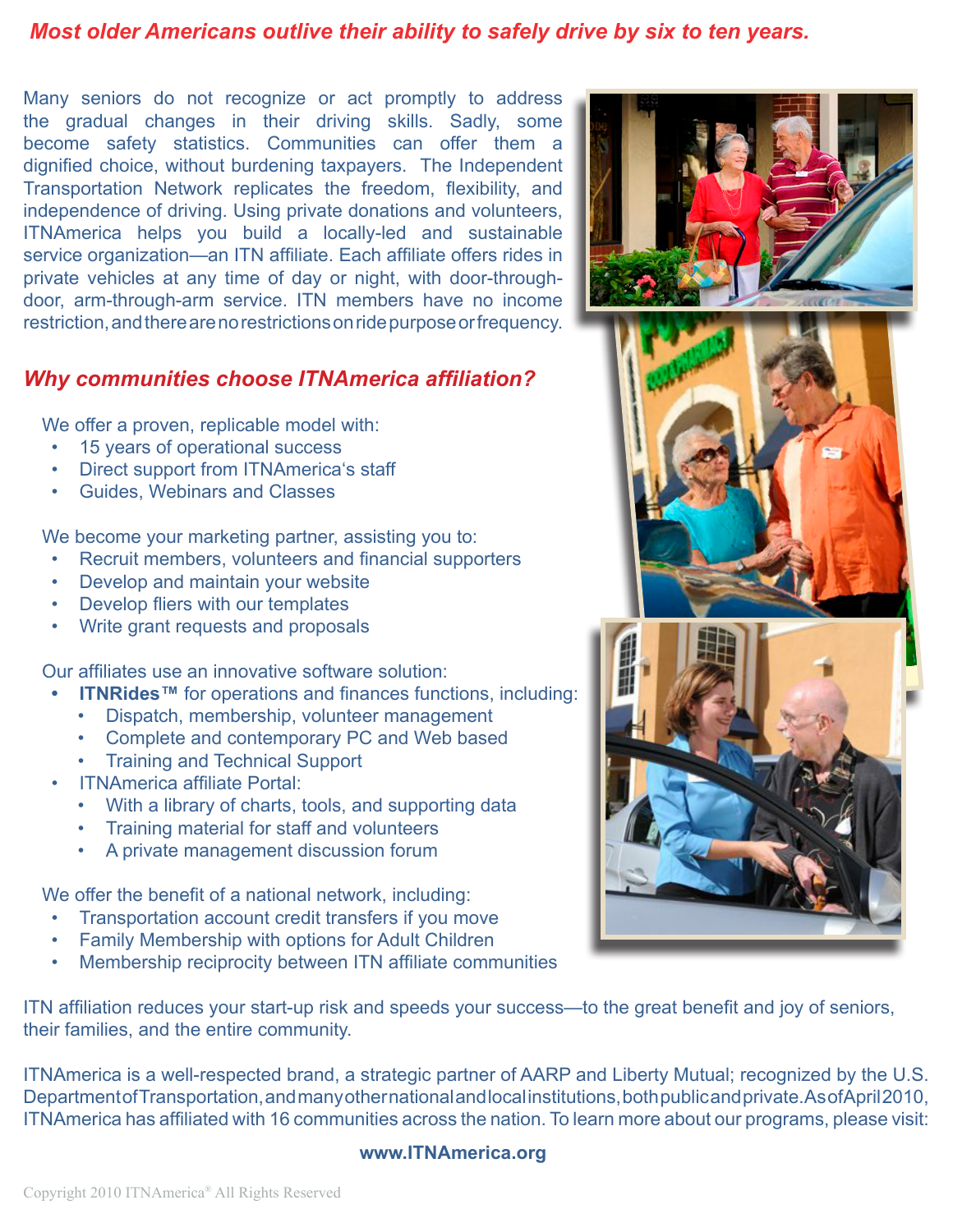***Most older Americans outlive their ability to safely drive by six to ten years.***

Many seniors do not recognize or act promptly to address the gradual changes in their driving skills. Sadly, some become safety statistics. Communities can offer them a dignified choice, without burdening taxpayers. The Independent Transportation Network replicates the freedom, flexibility, and independence of driving. Using private donations and volunteers, ITNAmerica helps you build a locally-led and sustainable service organization—an ITN affiliate. Each affiliate offers rides in private vehicles at any time of day or night, with door-through-door, arm-through-arm service. ITN members have no income restriction, and there are no restrictions on ride purpose or frequency.

## *Why communities choose ITNAmerica affiliation?*

We offer a proven, replicable model with:

- 15 years of operational success
- Direct support from ITNAmerica's staff
- Guides, Webinars and Classes

We become your marketing partner, assisting you to:

- Recruit members, volunteers and financial supporters
- Develop and maintain your website
- Develop fliers with our templates
- Write grant requests and proposals

Our affiliates use an innovative software solution:

- **ITNRides™** for operations and finances functions, including:
  - Dispatch, membership, volunteer management
  - Complete and contemporary PC and Web based
  - Training and Technical Support
- ITNAmerica affiliate Portal:
  - With a library of charts, tools, and supporting data
  - Training material for staff and volunteers
  - A private management discussion forum

We offer the benefit of a national network, including:

- Transportation account credit transfers if you move
- Family Membership with options for Adult Children
- Membership reciprocity between ITN affiliate communities

ITN affiliation reduces your start-up risk and speeds your success—to the great benefit and joy of seniors, their families, and the entire community.

ITNAmerica is a well-respected brand, a strategic partner of AARP and Liberty Mutual; recognized by the U.S. Department of Transportation, and many other national and local institutions, both public and private. As of April 2010, ITNAmerica has affiliated with 16 communities across the nation. To learn more about our programs, please visit:

**www.ITNAmerica.org**

Copyright 2010 ITNAmerica® All Rights Reserved